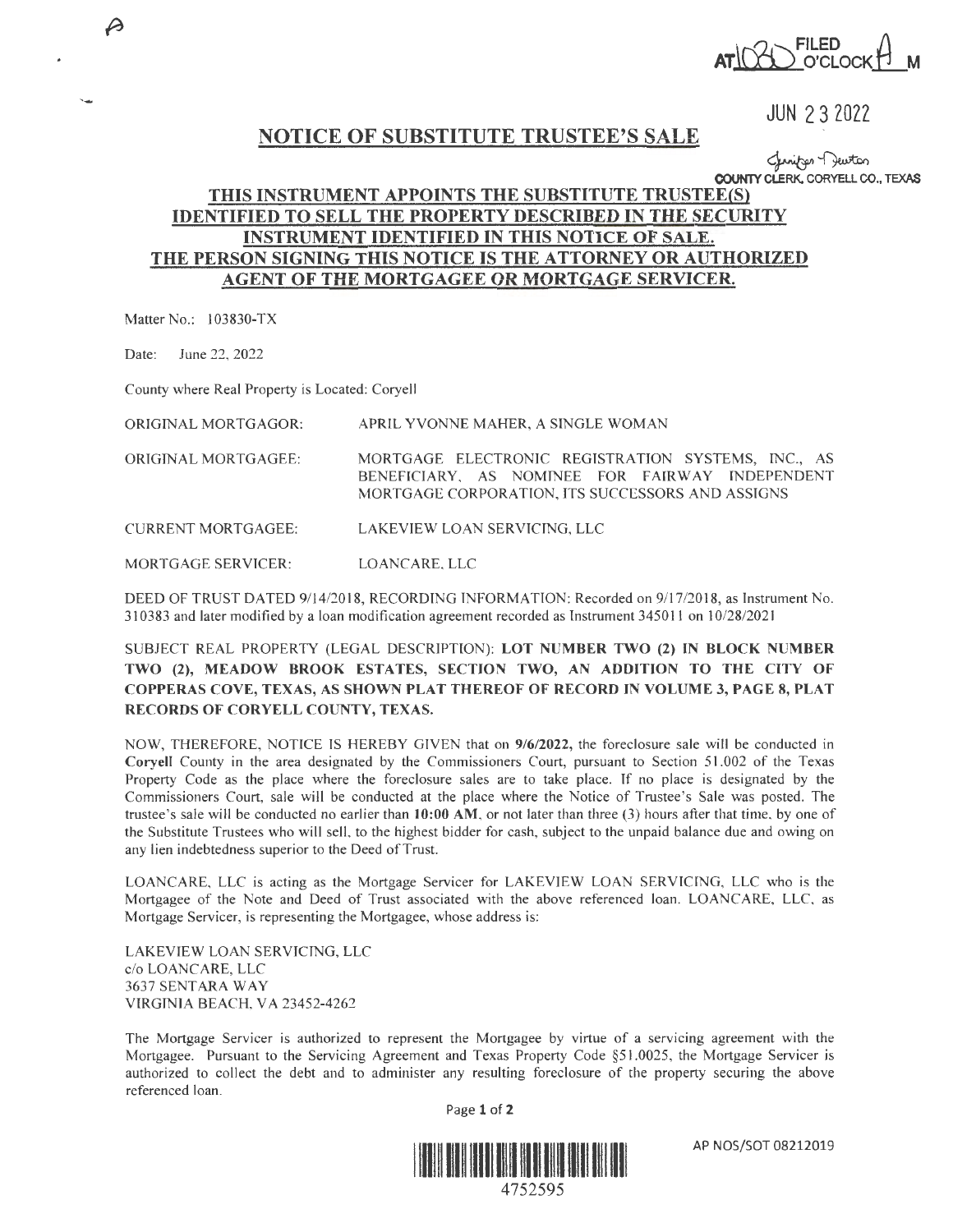FILED AT 1030 O'CLOCK A M

JUN 23 2022

Jennifer Deuton
COUNTY CLERK, CORYELL CO., TEXAS

# NOTICE OF SUBSTITUTE TRUSTEE'S SALE

## THIS INSTRUMENT APPOINTS THE SUBSTITUTE TRUSTEE(S) IDENTIFIED TO SELL THE PROPERTY DESCRIBED IN THE SECURITY INSTRUMENT IDENTIFIED IN THIS NOTICE OF SALE. THE PERSON SIGNING THIS NOTICE IS THE ATTORNEY OR AUTHORIZED AGENT OF THE MORTGAGEE OR MORTGAGE SERVICER.

Matter No.: 103830-TX

Date: June 22, 2022

County where Real Property is Located: Coryell

ORIGINAL MORTGAGOR: APRIL YVONNE MAHER, A SINGLE WOMAN

ORIGINAL MORTGAGEE: MORTGAGE ELECTRONIC REGISTRATION SYSTEMS, INC., AS BENEFICIARY, AS NOMINEE FOR FAIRWAY INDEPENDENT MORTGAGE CORPORATION, ITS SUCCESSORS AND ASSIGNS

CURRENT MORTGAGEE: LAKEVIEW LOAN SERVICING, LLC

MORTGAGE SERVICER: LOANCARE, LLC

DEED OF TRUST DATED 9/14/2018, RECORDING INFORMATION: Recorded on 9/17/2018, as Instrument No. 310383 and later modified by a loan modification agreement recorded as Instrument 345011 on 10/28/2021

SUBJECT REAL PROPERTY (LEGAL DESCRIPTION): **LOT NUMBER TWO (2) IN BLOCK NUMBER TWO (2), MEADOW BROOK ESTATES, SECTION TWO, AN ADDITION TO THE CITY OF COPPERAS COVE, TEXAS, AS SHOWN PLAT THEREOF OF RECORD IN VOLUME 3, PAGE 8, PLAT RECORDS OF CORYELL COUNTY, TEXAS.**

NOW, THEREFORE, NOTICE IS HEREBY GIVEN that on **9/6/2022**, the foreclosure sale will be conducted in **Coryell** County in the area designated by the Commissioners Court, pursuant to Section 51.002 of the Texas Property Code as the place where the foreclosure sales are to take place. If no place is designated by the Commissioners Court, sale will be conducted at the place where the Notice of Trustee's Sale was posted. The trustee's sale will be conducted no earlier than **10:00 AM**, or not later than three (3) hours after that time, by one of the Substitute Trustees who will sell, to the highest bidder for cash, subject to the unpaid balance due and owing on any lien indebtedness superior to the Deed of Trust.

LOANCARE, LLC is acting as the Mortgage Servicer for LAKEVIEW LOAN SERVICING, LLC who is the Mortgagee of the Note and Deed of Trust associated with the above referenced loan. LOANCARE, LLC, as Mortgage Servicer, is representing the Mortgagee, whose address is:

LAKEVIEW LOAN SERVICING, LLC
c/o LOANCARE, LLC
3637 SENTARA WAY
VIRGINIA BEACH, VA 23452-4262

The Mortgage Servicer is authorized to represent the Mortgagee by virtue of a servicing agreement with the Mortgagee. Pursuant to the Servicing Agreement and Texas Property Code §51.0025, the Mortgage Servicer is authorized to collect the debt and to administer any resulting foreclosure of the property securing the above referenced loan.

AP NOS/SOT 08212019

4752595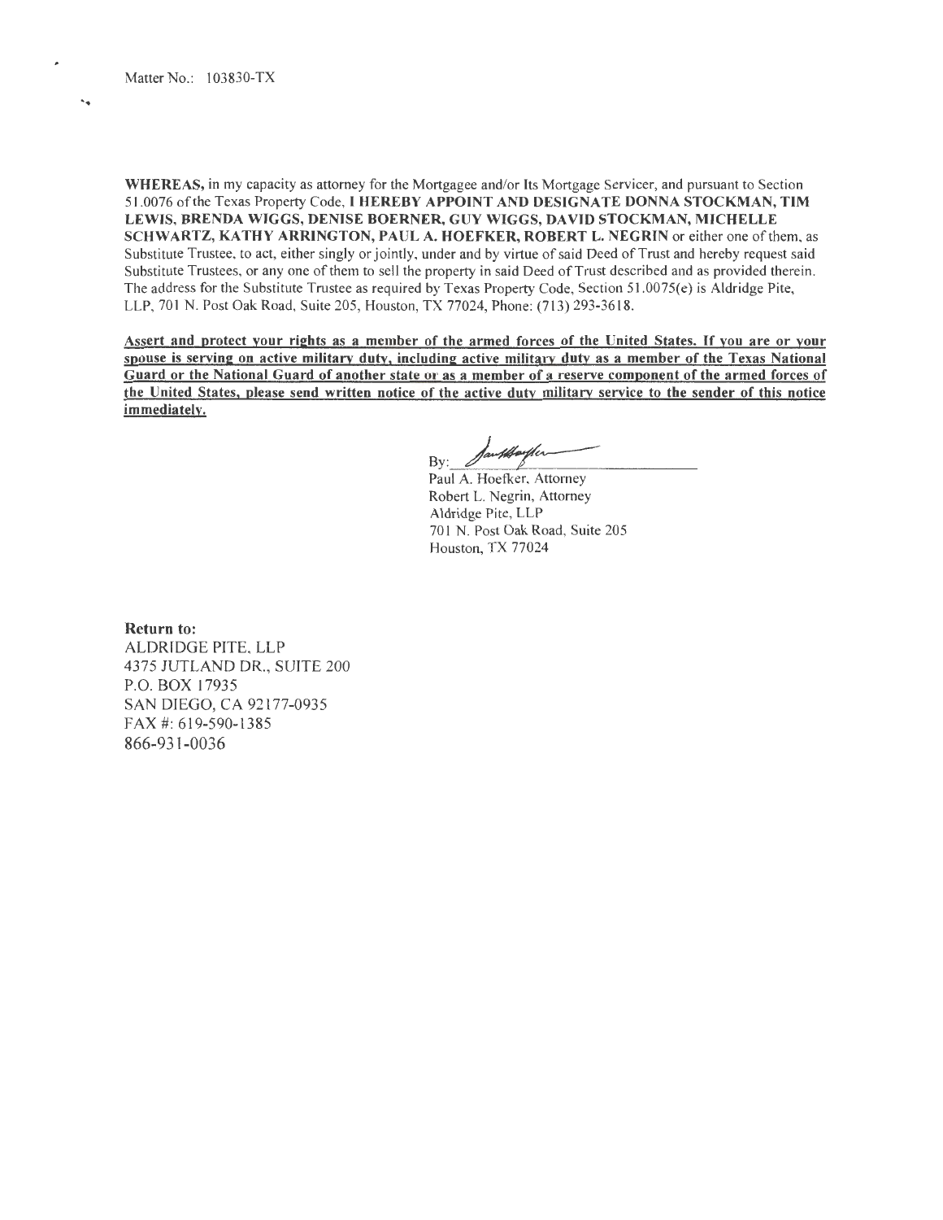Matter No.: 103830-TX

**WHEREAS,** in my capacity as attorney for the Mortgagee and/or Its Mortgage Servicer, and pursuant to Section 51.0076 of the Texas Property Code, **I HEREBY APPOINT AND DESIGNATE DONNA STOCKMAN, TIM LEWIS, BRENDA WIGGS, DENISE BOERNER, GUY WIGGS, DAVID STOCKMAN, MICHELLE SCHWARTZ, KATHY ARRINGTON, PAUL A. HOEFKER, ROBERT L. NEGRIN** or either one of them, as Substitute Trustee, to act, either singly or jointly, under and by virtue of said Deed of Trust and hereby request said Substitute Trustees, or any one of them to sell the property in said Deed of Trust described and as provided therein. The address for the Substitute Trustee as required by Texas Property Code, Section 51.0075(e) is Aldridge Pite, LLP, 701 N. Post Oak Road, Suite 205, Houston, TX 77024, Phone: (713) 293-3618.

**Assert and protect your rights as a member of the armed forces of the United States. If you are or your spouse is serving on active military duty, including active military duty as a member of the Texas National Guard or the National Guard of another state or as a member of a reserve component of the armed forces of the United States, please send written notice of the active duty military service to the sender of this notice immediately.**

By: ______________________

Paul A. Hoefker, Attorney
Robert L. Negrin, Attorney
Aldridge Pite, LLP
701 N. Post Oak Road, Suite 205
Houston, TX 77024

**Return to:**
ALDRIDGE PITE, LLP
4375 JUTLAND DR., SUITE 200
P.O. BOX 17935
SAN DIEGO, CA 92177-0935
FAX #: 619-590-1385
866-931-0036